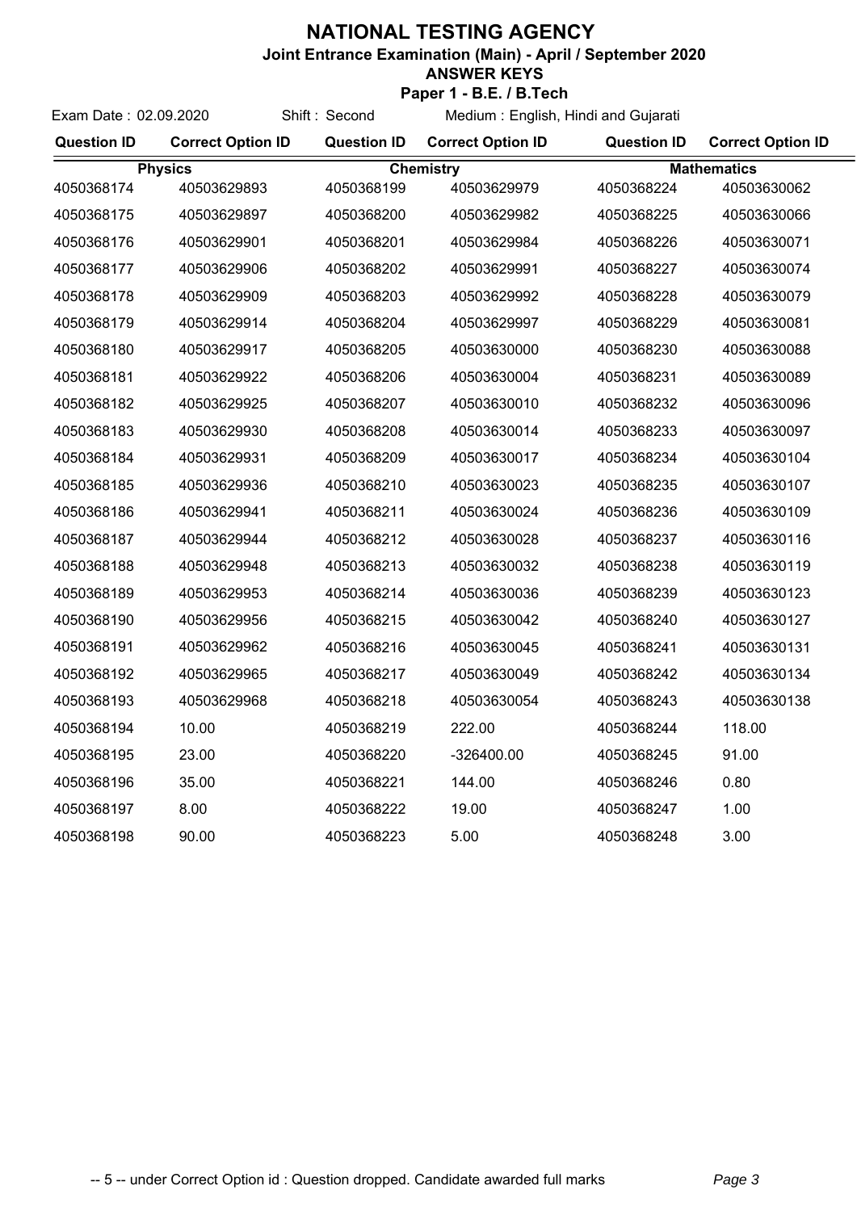# NATIONAL TESTING AGENCY

**Joint Entrance Examination (Main) - April / September 2020**

**ANSWER KEYS**

**Paper 1 - B.E. / B.Tech**

Exam Date : 02.09.2020 Shift : Second Medium : English, Hindi and Gujarati

| Question ID | Correct Option ID | Question ID | Correct Option ID | Question ID | Correct Option ID |
|---|---|---|---|---|---|
| **Physics** | | **Chemistry** | | **Mathematics** | |
| 4050368174 | 40503629893 | 4050368199 | 40503629979 | 4050368224 | 40503630062 |
| 4050368175 | 40503629897 | 4050368200 | 40503629982 | 4050368225 | 40503630066 |
| 4050368176 | 40503629901 | 4050368201 | 40503629984 | 4050368226 | 40503630071 |
| 4050368177 | 40503629906 | 4050368202 | 40503629991 | 4050368227 | 40503630074 |
| 4050368178 | 40503629909 | 4050368203 | 40503629992 | 4050368228 | 40503630079 |
| 4050368179 | 40503629914 | 4050368204 | 40503629997 | 4050368229 | 40503630081 |
| 4050368180 | 40503629917 | 4050368205 | 40503630000 | 4050368230 | 40503630088 |
| 4050368181 | 40503629922 | 4050368206 | 40503630004 | 4050368231 | 40503630089 |
| 4050368182 | 40503629925 | 4050368207 | 40503630010 | 4050368232 | 40503630096 |
| 4050368183 | 40503629930 | 4050368208 | 40503630014 | 4050368233 | 40503630097 |
| 4050368184 | 40503629931 | 4050368209 | 40503630017 | 4050368234 | 40503630104 |
| 4050368185 | 40503629936 | 4050368210 | 40503630023 | 4050368235 | 40503630107 |
| 4050368186 | 40503629941 | 4050368211 | 40503630024 | 4050368236 | 40503630109 |
| 4050368187 | 40503629944 | 4050368212 | 40503630028 | 4050368237 | 40503630116 |
| 4050368188 | 40503629948 | 4050368213 | 40503630032 | 4050368238 | 40503630119 |
| 4050368189 | 40503629953 | 4050368214 | 40503630036 | 4050368239 | 40503630123 |
| 4050368190 | 40503629956 | 4050368215 | 40503630042 | 4050368240 | 40503630127 |
| 4050368191 | 40503629962 | 4050368216 | 40503630045 | 4050368241 | 40503630131 |
| 4050368192 | 40503629965 | 4050368217 | 40503630049 | 4050368242 | 40503630134 |
| 4050368193 | 40503629968 | 4050368218 | 40503630054 | 4050368243 | 40503630138 |
| 4050368194 | 10.00 | 4050368219 | 222.00 | 4050368244 | 118.00 |
| 4050368195 | 23.00 | 4050368220 | -326400.00 | 4050368245 | 91.00 |
| 4050368196 | 35.00 | 4050368221 | 144.00 | 4050368246 | 0.80 |
| 4050368197 | 8.00 | 4050368222 | 19.00 | 4050368247 | 1.00 |
| 4050368198 | 90.00 | 4050368223 | 5.00 | 4050368248 | 3.00 |

-- 5 -- under Correct Option id : Question dropped. Candidate awarded full marks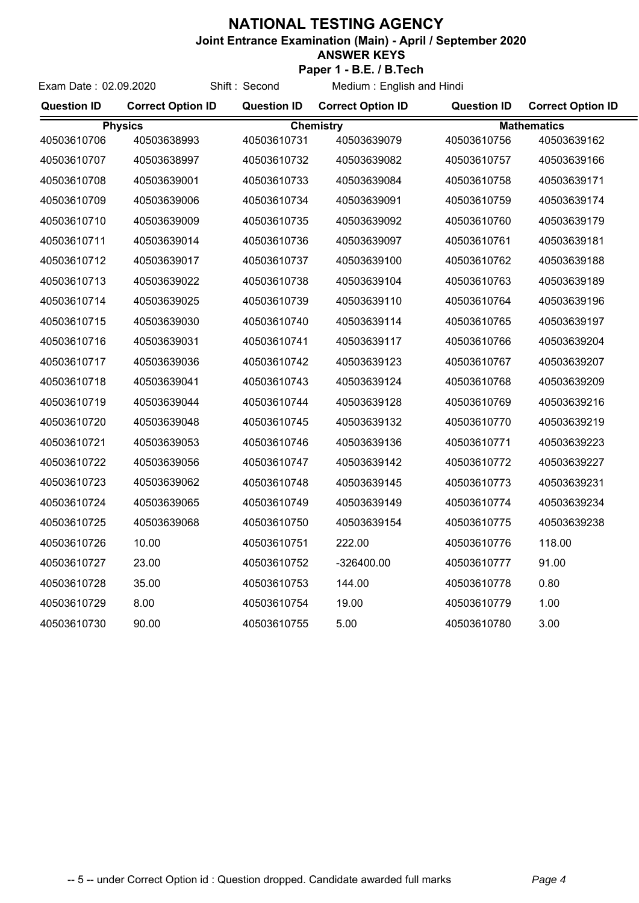# NATIONAL TESTING AGENCY

**Joint Entrance Examination (Main) - April / September 2020**

**ANSWER KEYS**

**Paper 1 - B.E. / B.Tech**

Exam Date : 02.09.2020 Shift : Second Medium : English and Hindi

| Question ID | Correct Option ID | Question ID | Correct Option ID | Question ID | Correct Option ID |
|---|---|---|---|---|---|
| **Physics** | | **Chemistry** | | **Mathematics** | |
| 40503610706 | 40503638993 | 40503610731 | 40503639079 | 40503610756 | 40503639162 |
| 40503610707 | 40503638997 | 40503610732 | 40503639082 | 40503610757 | 40503639166 |
| 40503610708 | 40503639001 | 40503610733 | 40503639084 | 40503610758 | 40503639171 |
| 40503610709 | 40503639006 | 40503610734 | 40503639091 | 40503610759 | 40503639174 |
| 40503610710 | 40503639009 | 40503610735 | 40503639092 | 40503610760 | 40503639179 |
| 40503610711 | 40503639014 | 40503610736 | 40503639097 | 40503610761 | 40503639181 |
| 40503610712 | 40503639017 | 40503610737 | 40503639100 | 40503610762 | 40503639188 |
| 40503610713 | 40503639022 | 40503610738 | 40503639104 | 40503610763 | 40503639189 |
| 40503610714 | 40503639025 | 40503610739 | 40503639110 | 40503610764 | 40503639196 |
| 40503610715 | 40503639030 | 40503610740 | 40503639114 | 40503610765 | 40503639197 |
| 40503610716 | 40503639031 | 40503610741 | 40503639117 | 40503610766 | 40503639204 |
| 40503610717 | 40503639036 | 40503610742 | 40503639123 | 40503610767 | 40503639207 |
| 40503610718 | 40503639041 | 40503610743 | 40503639124 | 40503610768 | 40503639209 |
| 40503610719 | 40503639044 | 40503610744 | 40503639128 | 40503610769 | 40503639216 |
| 40503610720 | 40503639048 | 40503610745 | 40503639132 | 40503610770 | 40503639219 |
| 40503610721 | 40503639053 | 40503610746 | 40503639136 | 40503610771 | 40503639223 |
| 40503610722 | 40503639056 | 40503610747 | 40503639142 | 40503610772 | 40503639227 |
| 40503610723 | 40503639062 | 40503610748 | 40503639145 | 40503610773 | 40503639231 |
| 40503610724 | 40503639065 | 40503610749 | 40503639149 | 40503610774 | 40503639234 |
| 40503610725 | 40503639068 | 40503610750 | 40503639154 | 40503610775 | 40503639238 |
| 40503610726 | 10.00 | 40503610751 | 222.00 | 40503610776 | 118.00 |
| 40503610727 | 23.00 | 40503610752 | -326400.00 | 40503610777 | 91.00 |
| 40503610728 | 35.00 | 40503610753 | 144.00 | 40503610778 | 0.80 |
| 40503610729 | 8.00 | 40503610754 | 19.00 | 40503610779 | 1.00 |
| 40503610730 | 90.00 | 40503610755 | 5.00 | 40503610780 | 3.00 |

-- 5 -- under Correct Option id : Question dropped. Candidate awarded full marks